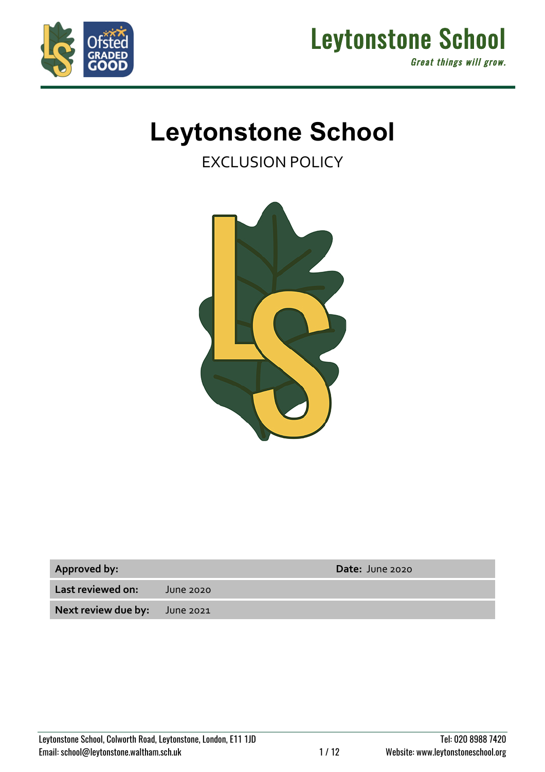# Leytonstone School

EXCLUSION POLICY

| | | |
|---|---|---|
| **Approved by:** | | **Date:** June 2020 |
| **Last reviewed on:** | June 2020 | |
| **Next review due by:** | June 2021 | |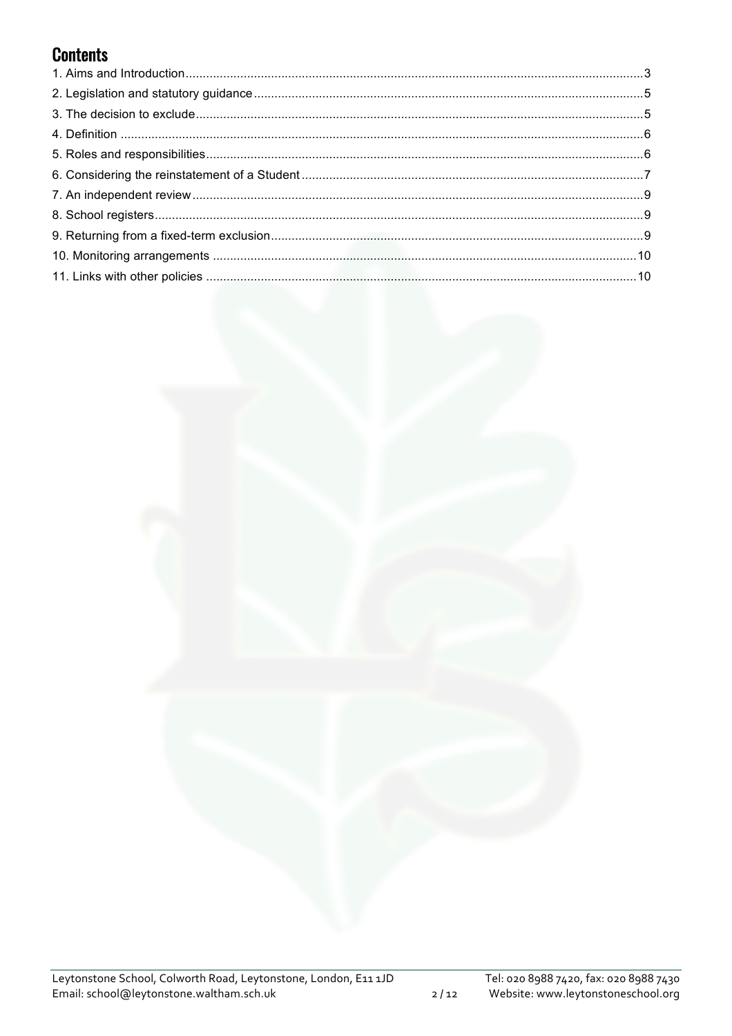## Contents

1. Aims and Introduction....3
2. Legislation and statutory guidance....5
3. The decision to exclude....5
4. Definition....6
5. Roles and responsibilities....6
6. Considering the reinstatement of a Student....7
7. An independent review....9
8. School registers....9
9. Returning from a fixed-term exclusion....9
10. Monitoring arrangements....10
11. Links with other policies....10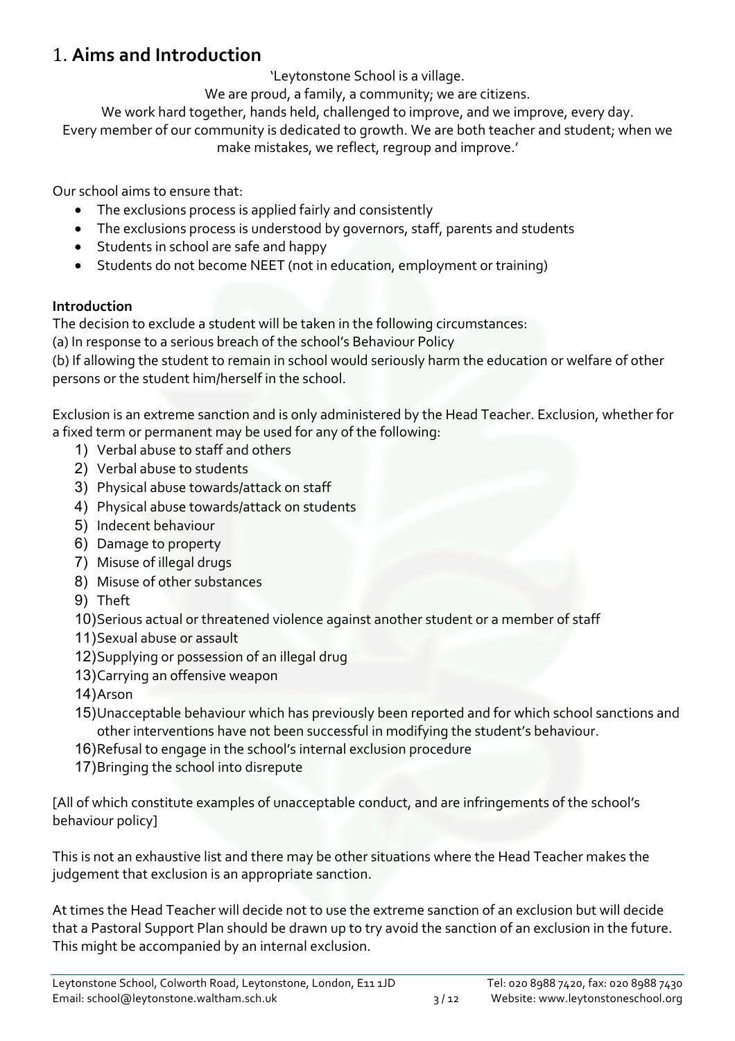# 1. **Aims and Introduction**

'Leytonstone School is a village.
We are proud, a family, a community; we are citizens.
We work hard together, hands held, challenged to improve, and we improve, every day.
Every member of our community is dedicated to growth. We are both teacher and student; when we make mistakes, we reflect, regroup and improve.'

Our school aims to ensure that:

- The exclusions process is applied fairly and consistently
- The exclusions process is understood by governors, staff, parents and students
- Students in school are safe and happy
- Students do not become NEET (not in education, employment or training)

**Introduction**

The decision to exclude a student will be taken in the following circumstances:
(a) In response to a serious breach of the school's Behaviour Policy
(b) If allowing the student to remain in school would seriously harm the education or welfare of other persons or the student him/herself in the school.

Exclusion is an extreme sanction and is only administered by the Head Teacher. Exclusion, whether for a fixed term or permanent may be used for any of the following:

1) Verbal abuse to staff and others
2) Verbal abuse to students
3) Physical abuse towards/attack on staff
4) Physical abuse towards/attack on students
5) Indecent behaviour
6) Damage to property
7) Misuse of illegal drugs
8) Misuse of other substances
9) Theft
10) Serious actual or threatened violence against another student or a member of staff
11) Sexual abuse or assault
12) Supplying or possession of an illegal drug
13) Carrying an offensive weapon
14) Arson
15) Unacceptable behaviour which has previously been reported and for which school sanctions and other interventions have not been successful in modifying the student's behaviour.
16) Refusal to engage in the school's internal exclusion procedure
17) Bringing the school into disrepute

[All of which constitute examples of unacceptable conduct, and are infringements of the school's behaviour policy]

This is not an exhaustive list and there may be other situations where the Head Teacher makes the judgement that exclusion is an appropriate sanction.

At times the Head Teacher will decide not to use the extreme sanction of an exclusion but will decide that a Pastoral Support Plan should be drawn up to try avoid the sanction of an exclusion in the future. This might be accompanied by an internal exclusion.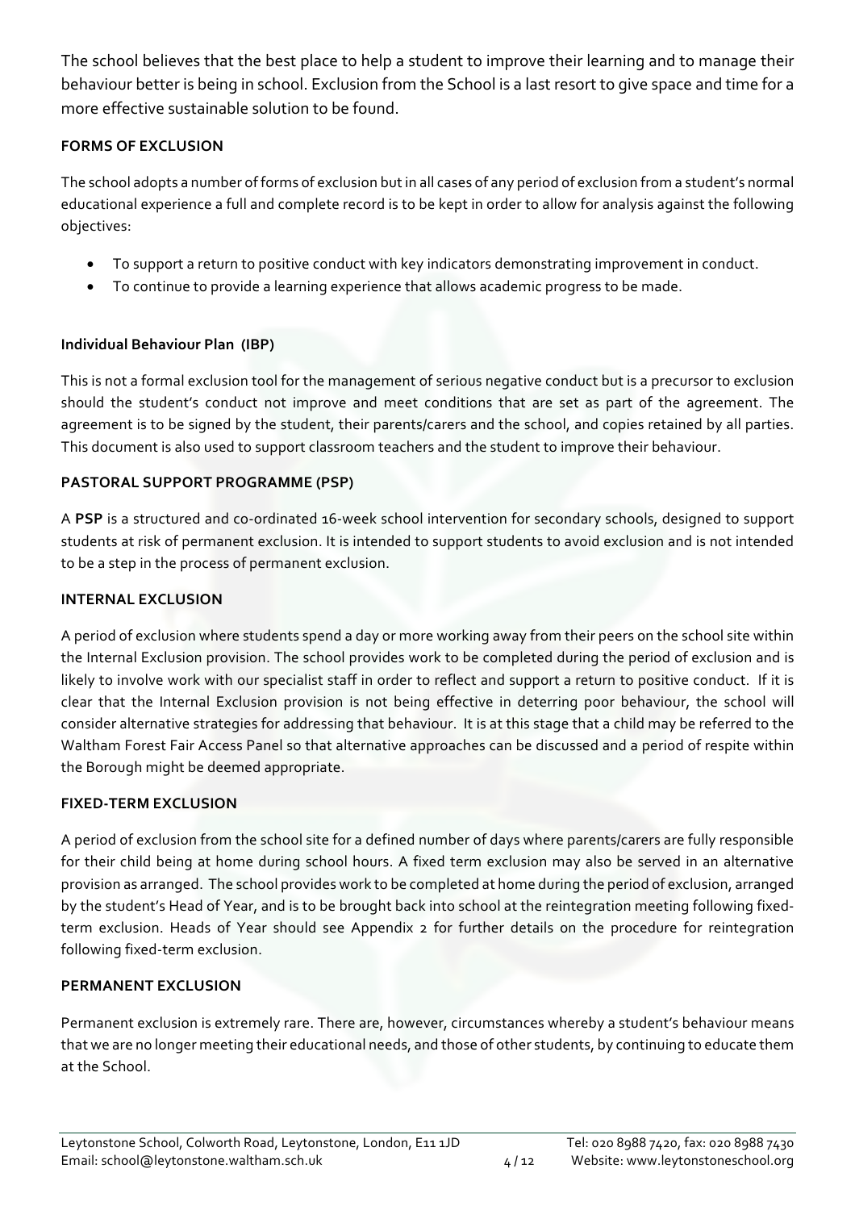The school believes that the best place to help a student to improve their learning and to manage their behaviour better is being in school. Exclusion from the School is a last resort to give space and time for a more effective sustainable solution to be found.

## FORMS OF EXCLUSION

The school adopts a number of forms of exclusion but in all cases of any period of exclusion from a student's normal educational experience a full and complete record is to be kept in order to allow for analysis against the following objectives:

- To support a return to positive conduct with key indicators demonstrating improvement in conduct.
- To continue to provide a learning experience that allows academic progress to be made.

### Individual Behaviour Plan (IBP)

This is not a formal exclusion tool for the management of serious negative conduct but is a precursor to exclusion should the student's conduct not improve and meet conditions that are set as part of the agreement. The agreement is to be signed by the student, their parents/carers and the school, and copies retained by all parties. This document is also used to support classroom teachers and the student to improve their behaviour.

## PASTORAL SUPPORT PROGRAMME (PSP)

A **PSP** is a structured and co-ordinated 16-week school intervention for secondary schools, designed to support students at risk of permanent exclusion. It is intended to support students to avoid exclusion and is not intended to be a step in the process of permanent exclusion.

## INTERNAL EXCLUSION

A period of exclusion where students spend a day or more working away from their peers on the school site within the Internal Exclusion provision. The school provides work to be completed during the period of exclusion and is likely to involve work with our specialist staff in order to reflect and support a return to positive conduct. If it is clear that the Internal Exclusion provision is not being effective in deterring poor behaviour, the school will consider alternative strategies for addressing that behaviour. It is at this stage that a child may be referred to the Waltham Forest Fair Access Panel so that alternative approaches can be discussed and a period of respite within the Borough might be deemed appropriate.

## FIXED-TERM EXCLUSION

A period of exclusion from the school site for a defined number of days where parents/carers are fully responsible for their child being at home during school hours. A fixed term exclusion may also be served in an alternative provision as arranged. The school provides work to be completed at home during the period of exclusion, arranged by the student's Head of Year, and is to be brought back into school at the reintegration meeting following fixed-term exclusion. Heads of Year should see Appendix 2 for further details on the procedure for reintegration following fixed-term exclusion.

## PERMANENT EXCLUSION

Permanent exclusion is extremely rare. There are, however, circumstances whereby a student's behaviour means that we are no longer meeting their educational needs, and those of other students, by continuing to educate them at the School.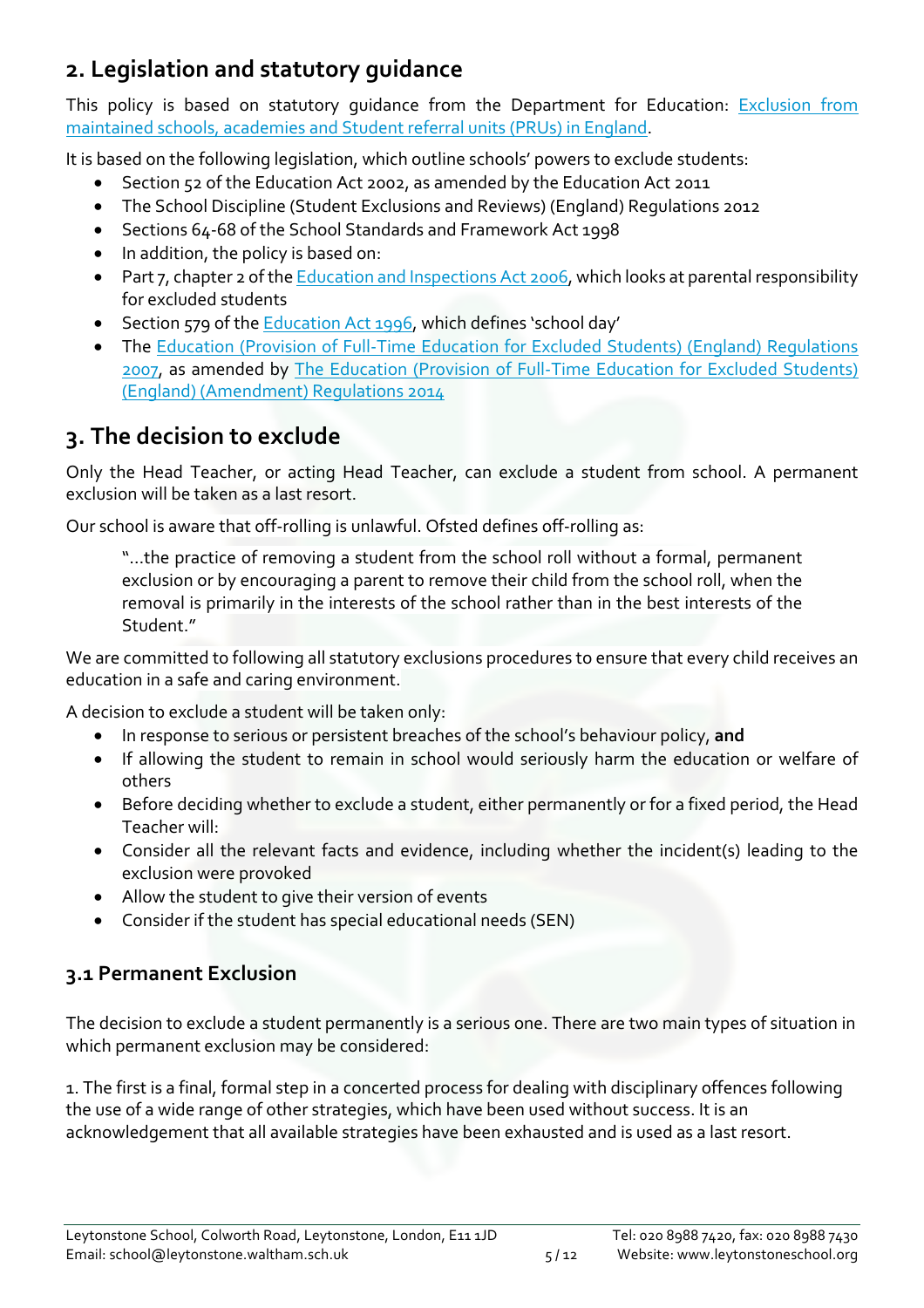## 2. Legislation and statutory guidance

This policy is based on statutory guidance from the Department for Education: Exclusion from maintained schools, academies and Student referral units (PRUs) in England.

It is based on the following legislation, which outline schools' powers to exclude students:

- Section 52 of the Education Act 2002, as amended by the Education Act 2011
- The School Discipline (Student Exclusions and Reviews) (England) Regulations 2012
- Sections 64-68 of the School Standards and Framework Act 1998
- In addition, the policy is based on:
- Part 7, chapter 2 of the Education and Inspections Act 2006, which looks at parental responsibility for excluded students
- Section 579 of the Education Act 1996, which defines 'school day'
- The Education (Provision of Full-Time Education for Excluded Students) (England) Regulations 2007, as amended by The Education (Provision of Full-Time Education for Excluded Students) (England) (Amendment) Regulations 2014

## 3. The decision to exclude

Only the Head Teacher, or acting Head Teacher, can exclude a student from school. A permanent exclusion will be taken as a last resort.

Our school is aware that off-rolling is unlawful. Ofsted defines off-rolling as:

> "…the practice of removing a student from the school roll without a formal, permanent exclusion or by encouraging a parent to remove their child from the school roll, when the removal is primarily in the interests of the school rather than in the best interests of the Student."

We are committed to following all statutory exclusions procedures to ensure that every child receives an education in a safe and caring environment.

A decision to exclude a student will be taken only:

- In response to serious or persistent breaches of the school's behaviour policy, **and**
- If allowing the student to remain in school would seriously harm the education or welfare of others
- Before deciding whether to exclude a student, either permanently or for a fixed period, the Head Teacher will:
- Consider all the relevant facts and evidence, including whether the incident(s) leading to the exclusion were provoked
- Allow the student to give their version of events
- Consider if the student has special educational needs (SEN)

### 3.1 Permanent Exclusion

The decision to exclude a student permanently is a serious one. There are two main types of situation in which permanent exclusion may be considered:

1. The first is a final, formal step in a concerted process for dealing with disciplinary offences following the use of a wide range of other strategies, which have been used without success. It is an acknowledgement that all available strategies have been exhausted and is used as a last resort.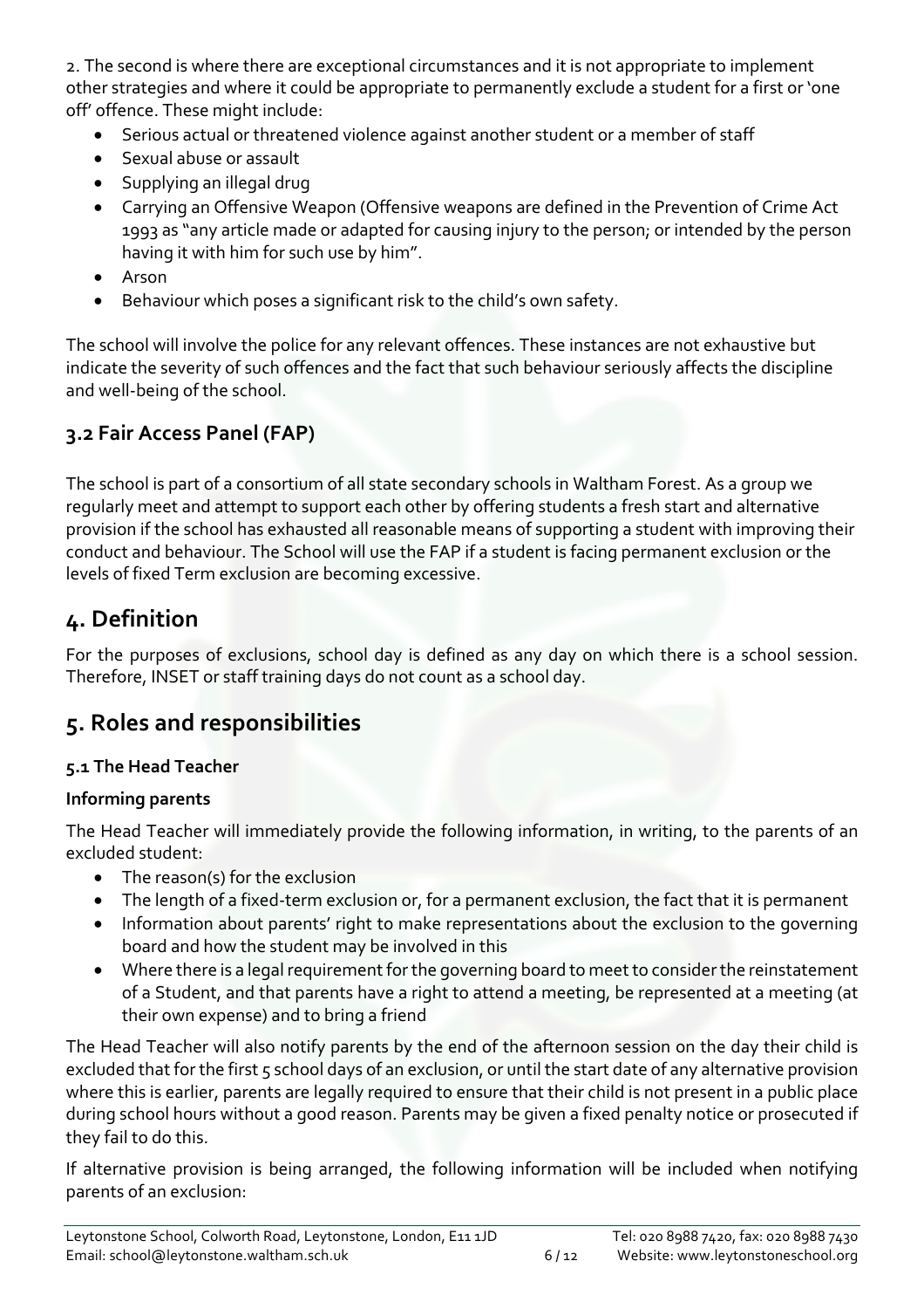2. The second is where there are exceptional circumstances and it is not appropriate to implement other strategies and where it could be appropriate to permanently exclude a student for a first or 'one off' offence. These might include:

- Serious actual or threatened violence against another student or a member of staff
- Sexual abuse or assault
- Supplying an illegal drug
- Carrying an Offensive Weapon (Offensive weapons are defined in the Prevention of Crime Act 1993 as "any article made or adapted for causing injury to the person; or intended by the person having it with him for such use by him".
- Arson
- Behaviour which poses a significant risk to the child's own safety.

The school will involve the police for any relevant offences. These instances are not exhaustive but indicate the severity of such offences and the fact that such behaviour seriously affects the discipline and well-being of the school.

### 3.2 Fair Access Panel (FAP)

The school is part of a consortium of all state secondary schools in Waltham Forest. As a group we regularly meet and attempt to support each other by offering students a fresh start and alternative provision if the school has exhausted all reasonable means of supporting a student with improving their conduct and behaviour. The School will use the FAP if a student is facing permanent exclusion or the levels of fixed Term exclusion are becoming excessive.

## 4. Definition

For the purposes of exclusions, school day is defined as any day on which there is a school session. Therefore, INSET or staff training days do not count as a school day.

## 5. Roles and responsibilities

#### 5.1 The Head Teacher

**Informing parents**

The Head Teacher will immediately provide the following information, in writing, to the parents of an excluded student:

- The reason(s) for the exclusion
- The length of a fixed-term exclusion or, for a permanent exclusion, the fact that it is permanent
- Information about parents' right to make representations about the exclusion to the governing board and how the student may be involved in this
- Where there is a legal requirement for the governing board to meet to consider the reinstatement of a Student, and that parents have a right to attend a meeting, be represented at a meeting (at their own expense) and to bring a friend

The Head Teacher will also notify parents by the end of the afternoon session on the day their child is excluded that for the first 5 school days of an exclusion, or until the start date of any alternative provision where this is earlier, parents are legally required to ensure that their child is not present in a public place during school hours without a good reason. Parents may be given a fixed penalty notice or prosecuted if they fail to do this.

If alternative provision is being arranged, the following information will be included when notifying parents of an exclusion: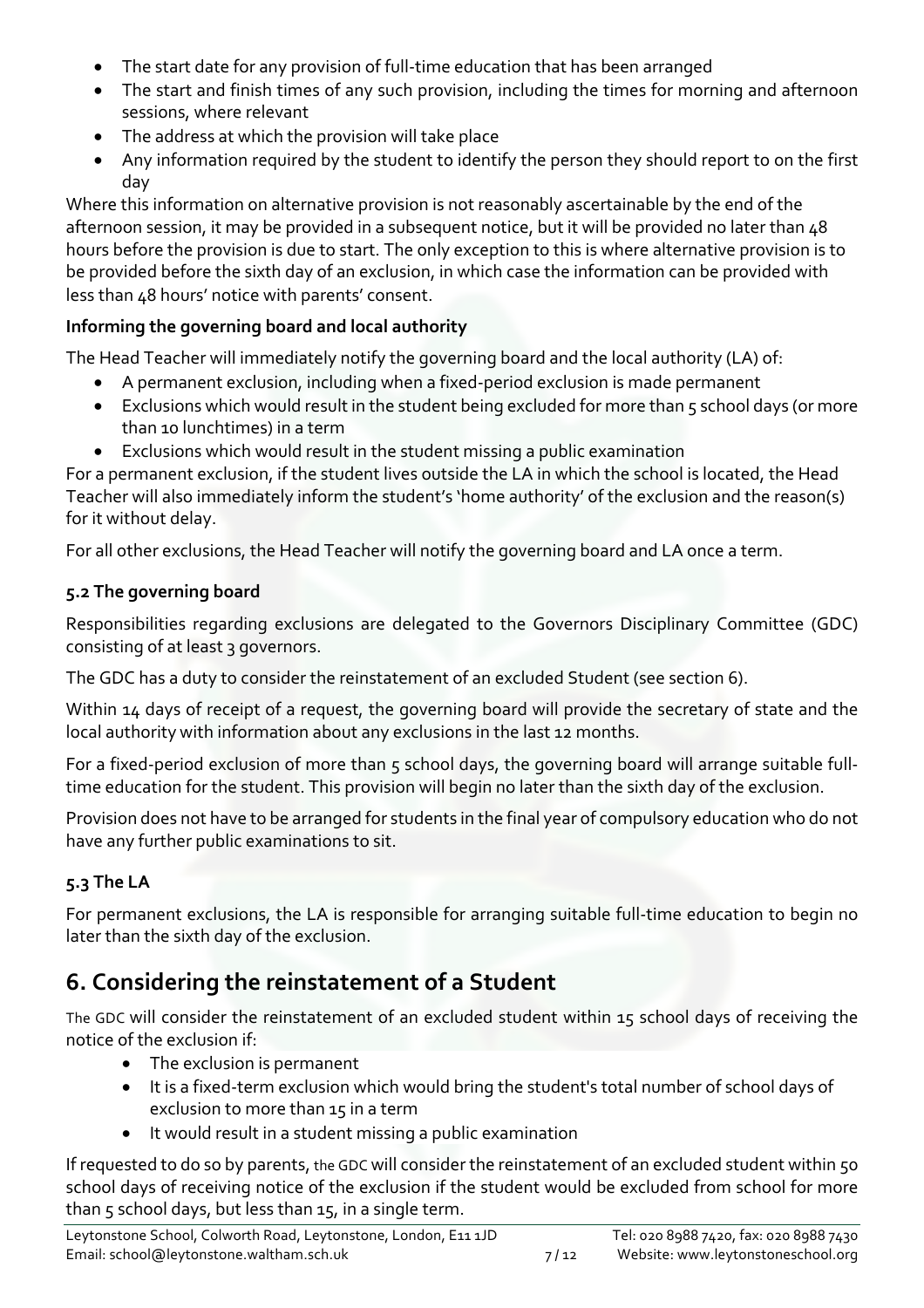- The start date for any provision of full-time education that has been arranged
- The start and finish times of any such provision, including the times for morning and afternoon sessions, where relevant
- The address at which the provision will take place
- Any information required by the student to identify the person they should report to on the first day

Where this information on alternative provision is not reasonably ascertainable by the end of the afternoon session, it may be provided in a subsequent notice, but it will be provided no later than 48 hours before the provision is due to start. The only exception to this is where alternative provision is to be provided before the sixth day of an exclusion, in which case the information can be provided with less than 48 hours' notice with parents' consent.

**Informing the governing board and local authority**

The Head Teacher will immediately notify the governing board and the local authority (LA) of:

- A permanent exclusion, including when a fixed-period exclusion is made permanent
- Exclusions which would result in the student being excluded for more than 5 school days (or more than 10 lunchtimes) in a term
- Exclusions which would result in the student missing a public examination

For a permanent exclusion, if the student lives outside the LA in which the school is located, the Head Teacher will also immediately inform the student's 'home authority' of the exclusion and the reason(s) for it without delay.

For all other exclusions, the Head Teacher will notify the governing board and LA once a term.

### 5.2 The governing board

Responsibilities regarding exclusions are delegated to the Governors Disciplinary Committee (GDC) consisting of at least 3 governors.

The GDC has a duty to consider the reinstatement of an excluded Student (see section 6).

Within 14 days of receipt of a request, the governing board will provide the secretary of state and the local authority with information about any exclusions in the last 12 months.

For a fixed-period exclusion of more than 5 school days, the governing board will arrange suitable full-time education for the student. This provision will begin no later than the sixth day of the exclusion.

Provision does not have to be arranged for students in the final year of compulsory education who do not have any further public examinations to sit.

### 5.3 The LA

For permanent exclusions, the LA is responsible for arranging suitable full-time education to begin no later than the sixth day of the exclusion.

## 6. Considering the reinstatement of a Student

The GDC will consider the reinstatement of an excluded student within 15 school days of receiving the notice of the exclusion if:

- The exclusion is permanent
- It is a fixed-term exclusion which would bring the student's total number of school days of exclusion to more than 15 in a term
- It would result in a student missing a public examination

If requested to do so by parents, the GDC will consider the reinstatement of an excluded student within 50 school days of receiving notice of the exclusion if the student would be excluded from school for more than 5 school days, but less than 15, in a single term.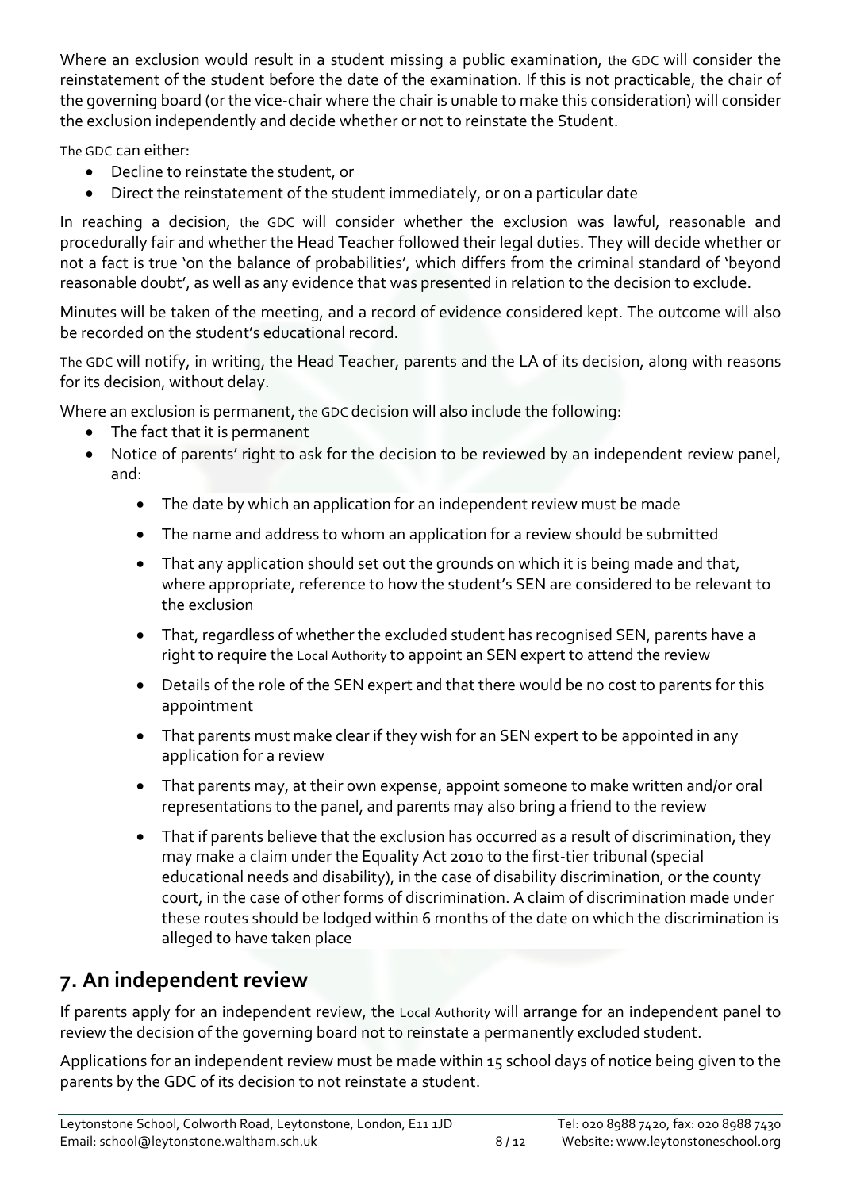Where an exclusion would result in a student missing a public examination, the GDC will consider the reinstatement of the student before the date of the examination. If this is not practicable, the chair of the governing board (or the vice-chair where the chair is unable to make this consideration) will consider the exclusion independently and decide whether or not to reinstate the Student.

The GDC can either:

- Decline to reinstate the student, or
- Direct the reinstatement of the student immediately, or on a particular date

In reaching a decision, the GDC will consider whether the exclusion was lawful, reasonable and procedurally fair and whether the Head Teacher followed their legal duties. They will decide whether or not a fact is true 'on the balance of probabilities', which differs from the criminal standard of 'beyond reasonable doubt', as well as any evidence that was presented in relation to the decision to exclude.

Minutes will be taken of the meeting, and a record of evidence considered kept. The outcome will also be recorded on the student's educational record.

The GDC will notify, in writing, the Head Teacher, parents and the LA of its decision, along with reasons for its decision, without delay.

Where an exclusion is permanent, the GDC decision will also include the following:

- The fact that it is permanent
- Notice of parents' right to ask for the decision to be reviewed by an independent review panel, and:
    - The date by which an application for an independent review must be made
    - The name and address to whom an application for a review should be submitted
    - That any application should set out the grounds on which it is being made and that, where appropriate, reference to how the student's SEN are considered to be relevant to the exclusion
    - That, regardless of whether the excluded student has recognised SEN, parents have a right to require the Local Authority to appoint an SEN expert to attend the review
    - Details of the role of the SEN expert and that there would be no cost to parents for this appointment
    - That parents must make clear if they wish for an SEN expert to be appointed in any application for a review
    - That parents may, at their own expense, appoint someone to make written and/or oral representations to the panel, and parents may also bring a friend to the review
    - That if parents believe that the exclusion has occurred as a result of discrimination, they may make a claim under the Equality Act 2010 to the first-tier tribunal (special educational needs and disability), in the case of disability discrimination, or the county court, in the case of other forms of discrimination. A claim of discrimination made under these routes should be lodged within 6 months of the date on which the discrimination is alleged to have taken place

## 7. An independent review

If parents apply for an independent review, the Local Authority will arrange for an independent panel to review the decision of the governing board not to reinstate a permanently excluded student.

Applications for an independent review must be made within 15 school days of notice being given to the parents by the GDC of its decision to not reinstate a student.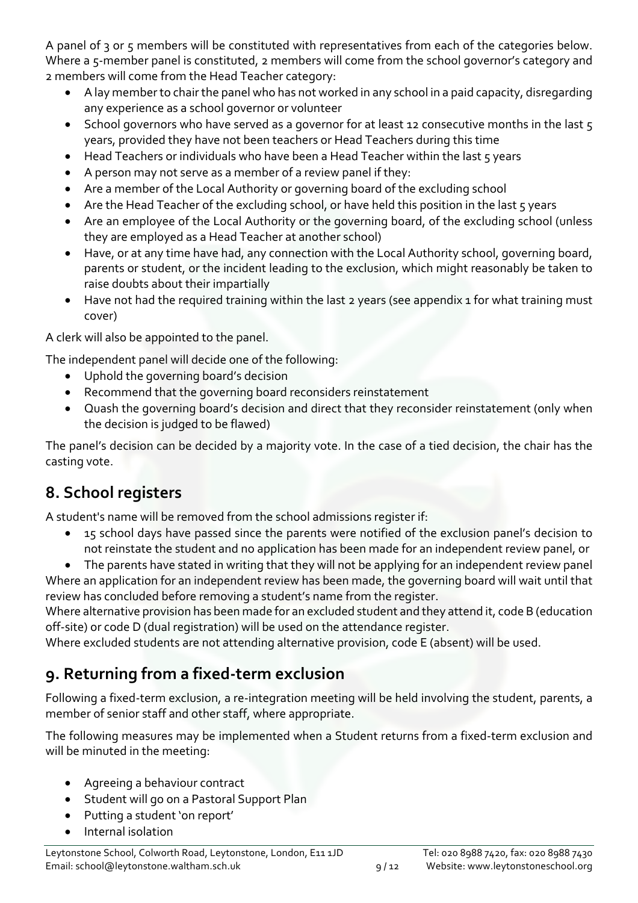A panel of 3 or 5 members will be constituted with representatives from each of the categories below. Where a 5-member panel is constituted, 2 members will come from the school governor's category and 2 members will come from the Head Teacher category:

- A lay member to chair the panel who has not worked in any school in a paid capacity, disregarding any experience as a school governor or volunteer
- School governors who have served as a governor for at least 12 consecutive months in the last 5 years, provided they have not been teachers or Head Teachers during this time
- Head Teachers or individuals who have been a Head Teacher within the last 5 years
- A person may not serve as a member of a review panel if they:
- Are a member of the Local Authority or governing board of the excluding school
- Are the Head Teacher of the excluding school, or have held this position in the last 5 years
- Are an employee of the Local Authority or the governing board, of the excluding school (unless they are employed as a Head Teacher at another school)
- Have, or at any time have had, any connection with the Local Authority school, governing board, parents or student, or the incident leading to the exclusion, which might reasonably be taken to raise doubts about their impartially
- Have not had the required training within the last 2 years (see appendix 1 for what training must cover)

A clerk will also be appointed to the panel.

The independent panel will decide one of the following:

- Uphold the governing board's decision
- Recommend that the governing board reconsiders reinstatement
- Quash the governing board's decision and direct that they reconsider reinstatement (only when the decision is judged to be flawed)

The panel's decision can be decided by a majority vote. In the case of a tied decision, the chair has the casting vote.

## 8. School registers

A student's name will be removed from the school admissions register if:

- 15 school days have passed since the parents were notified of the exclusion panel's decision to not reinstate the student and no application has been made for an independent review panel, or
- The parents have stated in writing that they will not be applying for an independent review panel

Where an application for an independent review has been made, the governing board will wait until that review has concluded before removing a student's name from the register.

Where alternative provision has been made for an excluded student and they attend it, code B (education off-site) or code D (dual registration) will be used on the attendance register.

Where excluded students are not attending alternative provision, code E (absent) will be used.

## 9. Returning from a fixed-term exclusion

Following a fixed-term exclusion, a re-integration meeting will be held involving the student, parents, a member of senior staff and other staff, where appropriate.

The following measures may be implemented when a Student returns from a fixed-term exclusion and will be minuted in the meeting:

- Agreeing a behaviour contract
- Student will go on a Pastoral Support Plan
- Putting a student 'on report'
- Internal isolation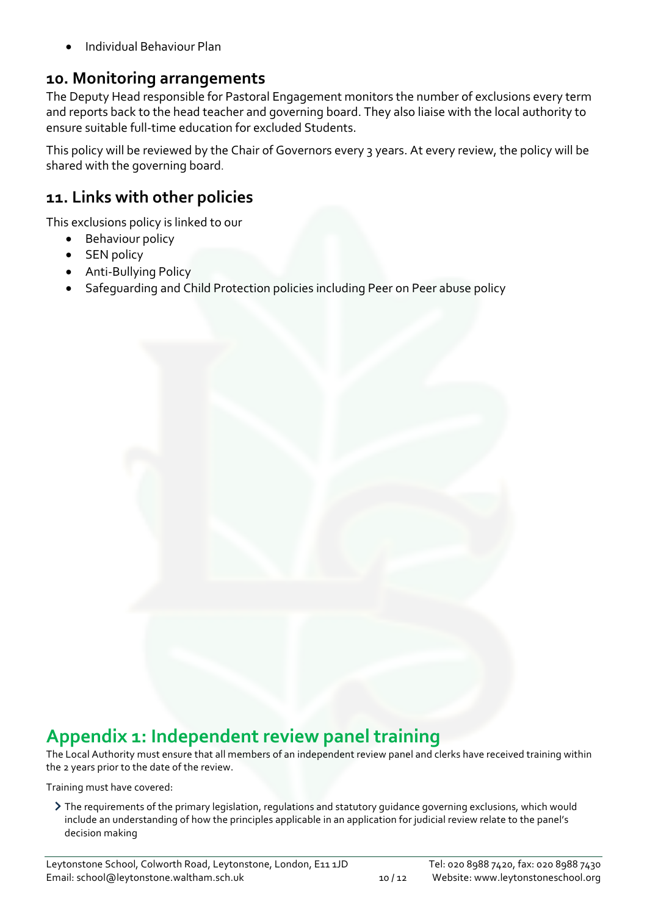- Individual Behaviour Plan

## 10. Monitoring arrangements

The Deputy Head responsible for Pastoral Engagement monitors the number of exclusions every term and reports back to the head teacher and governing board. They also liaise with the local authority to ensure suitable full-time education for excluded Students.

This policy will be reviewed by the Chair of Governors every 3 years. At every review, the policy will be shared with the governing board.

## 11. Links with other policies

This exclusions policy is linked to our

- Behaviour policy
- SEN policy
- Anti-Bullying Policy
- Safeguarding and Child Protection policies including Peer on Peer abuse policy

# Appendix 1: Independent review panel training

The Local Authority must ensure that all members of an independent review panel and clerks have received training within the 2 years prior to the date of the review.

Training must have covered:

- The requirements of the primary legislation, regulations and statutory guidance governing exclusions, which would include an understanding of how the principles applicable in an application for judicial review relate to the panel's decision making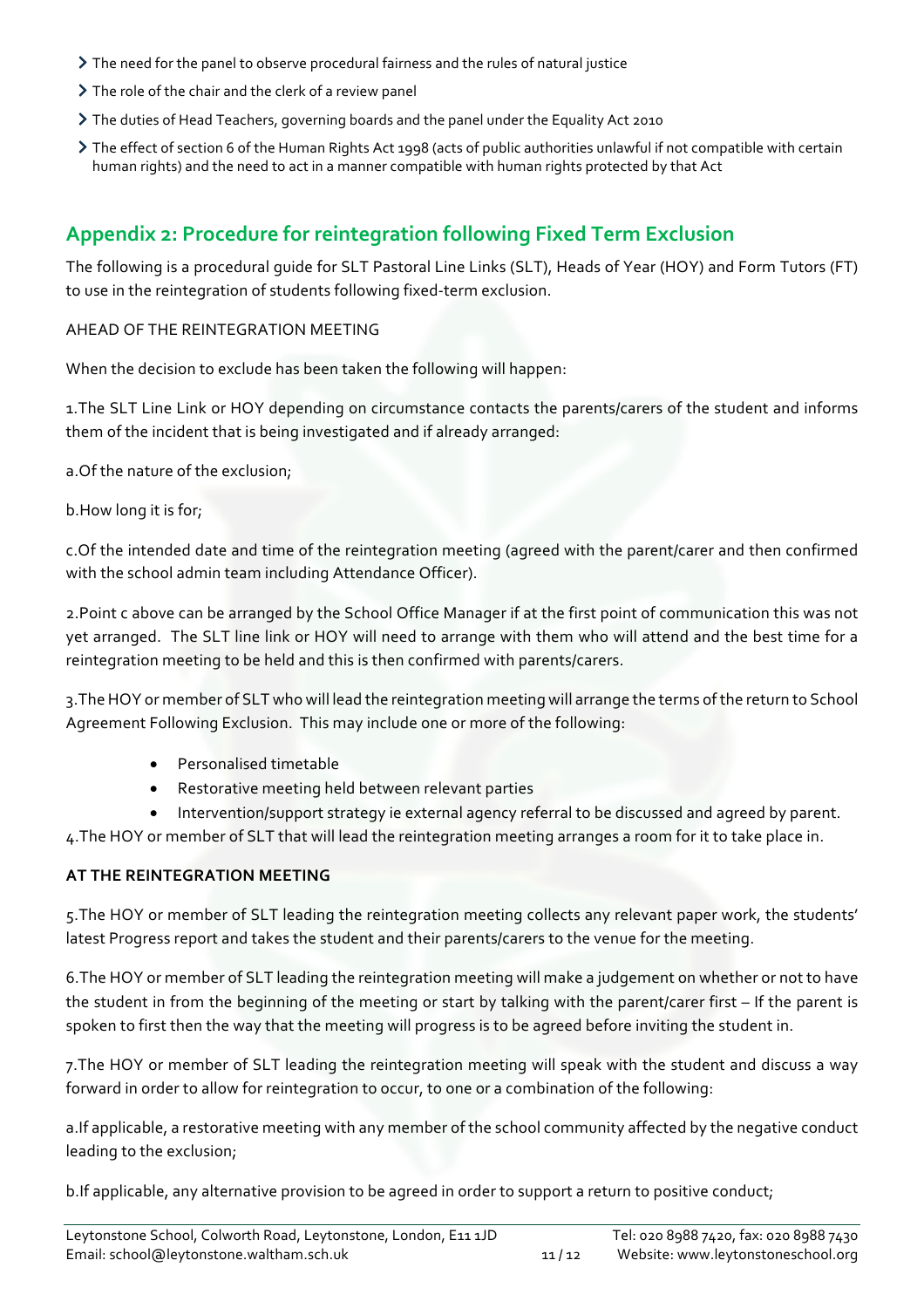- The need for the panel to observe procedural fairness and the rules of natural justice
- The role of the chair and the clerk of a review panel
- The duties of Head Teachers, governing boards and the panel under the Equality Act 2010
- The effect of section 6 of the Human Rights Act 1998 (acts of public authorities unlawful if not compatible with certain human rights) and the need to act in a manner compatible with human rights protected by that Act

## Appendix 2: Procedure for reintegration following Fixed Term Exclusion

The following is a procedural guide for SLT Pastoral Line Links (SLT), Heads of Year (HOY) and Form Tutors (FT) to use in the reintegration of students following fixed-term exclusion.

AHEAD OF THE REINTEGRATION MEETING

When the decision to exclude has been taken the following will happen:

1.The SLT Line Link or HOY depending on circumstance contacts the parents/carers of the student and informs them of the incident that is being investigated and if already arranged:

a.Of the nature of the exclusion;

b.How long it is for;

c.Of the intended date and time of the reintegration meeting (agreed with the parent/carer and then confirmed with the school admin team including Attendance Officer).

2.Point c above can be arranged by the School Office Manager if at the first point of communication this was not yet arranged. The SLT line link or HOY will need to arrange with them who will attend and the best time for a reintegration meeting to be held and this is then confirmed with parents/carers.

3.The HOY or member of SLT who will lead the reintegration meeting will arrange the terms of the return to School Agreement Following Exclusion. This may include one or more of the following:

- Personalised timetable
- Restorative meeting held between relevant parties
- Intervention/support strategy ie external agency referral to be discussed and agreed by parent.

4.The HOY or member of SLT that will lead the reintegration meeting arranges a room for it to take place in.

**AT THE REINTEGRATION MEETING**

5.The HOY or member of SLT leading the reintegration meeting collects any relevant paper work, the students' latest Progress report and takes the student and their parents/carers to the venue for the meeting.

6.The HOY or member of SLT leading the reintegration meeting will make a judgement on whether or not to have the student in from the beginning of the meeting or start by talking with the parent/carer first – If the parent is spoken to first then the way that the meeting will progress is to be agreed before inviting the student in.

7.The HOY or member of SLT leading the reintegration meeting will speak with the student and discuss a way forward in order to allow for reintegration to occur, to one or a combination of the following:

a.If applicable, a restorative meeting with any member of the school community affected by the negative conduct leading to the exclusion;

b.If applicable, any alternative provision to be agreed in order to support a return to positive conduct;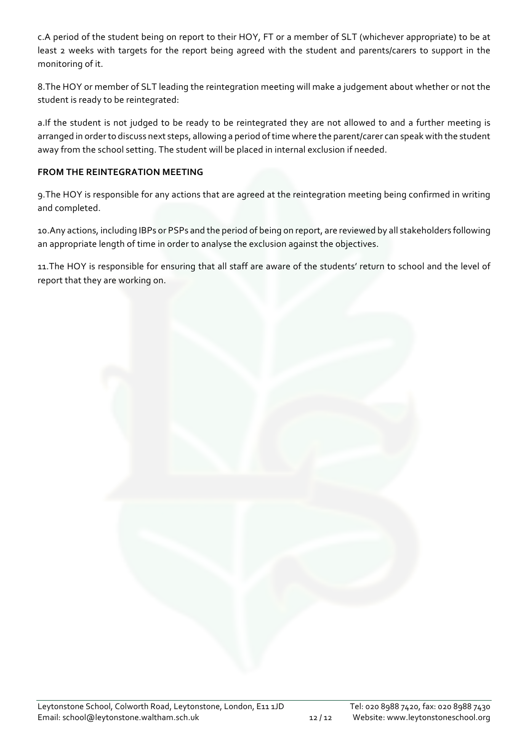c.A period of the student being on report to their HOY, FT or a member of SLT (whichever appropriate) to be at least 2 weeks with targets for the report being agreed with the student and parents/carers to support in the monitoring of it.

8.The HOY or member of SLT leading the reintegration meeting will make a judgement about whether or not the student is ready to be reintegrated:

a.If the student is not judged to be ready to be reintegrated they are not allowed to and a further meeting is arranged in order to discuss next steps, allowing a period of time where the parent/carer can speak with the student away from the school setting. The student will be placed in internal exclusion if needed.

**FROM THE REINTEGRATION MEETING**

9.The HOY is responsible for any actions that are agreed at the reintegration meeting being confirmed in writing and completed.

10.Any actions, including IBPs or PSPs and the period of being on report, are reviewed by all stakeholders following an appropriate length of time in order to analyse the exclusion against the objectives.

11.The HOY is responsible for ensuring that all staff are aware of the students' return to school and the level of report that they are working on.